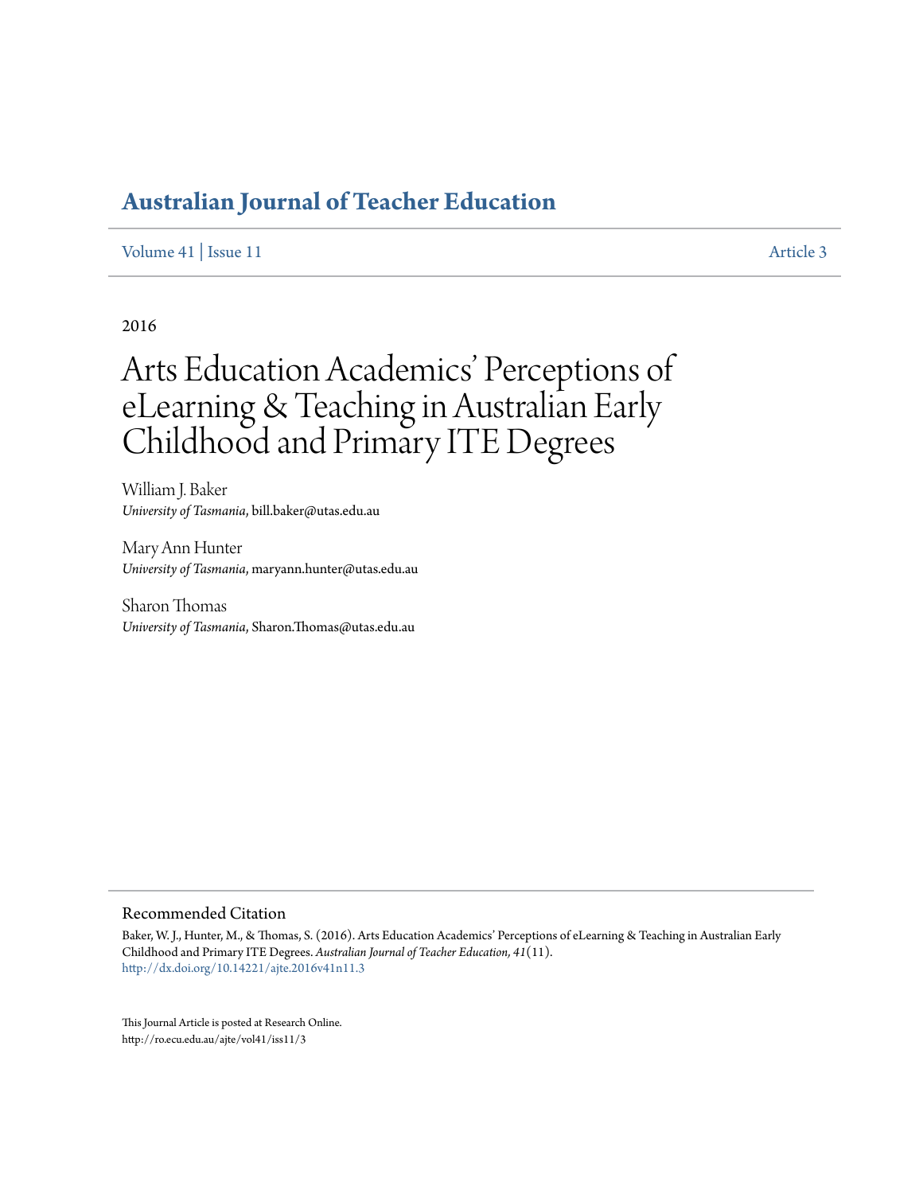# Australian Journal of Teacher Education

Volume 41 | Issue 11 Article 3

2016

# Arts Education Academics' Perceptions of eLearning & Teaching in Australian Early Childhood and Primary ITE Degrees

William J. Baker
*University of Tasmania*, bill.baker@utas.edu.au

Mary Ann Hunter
*University of Tasmania*, maryann.hunter@utas.edu.au

Sharon Thomas
*University of Tasmania*, Sharon.Thomas@utas.edu.au

## Recommended Citation

Baker, W. J., Hunter, M., & Thomas, S. (2016). Arts Education Academics' Perceptions of eLearning & Teaching in Australian Early Childhood and Primary ITE Degrees. *Australian Journal of Teacher Education, 41*(11).
http://dx.doi.org/10.14221/ajte.2016v41n11.3

This Journal Article is posted at Research Online.
http://ro.ecu.edu.au/ajte/vol41/iss11/3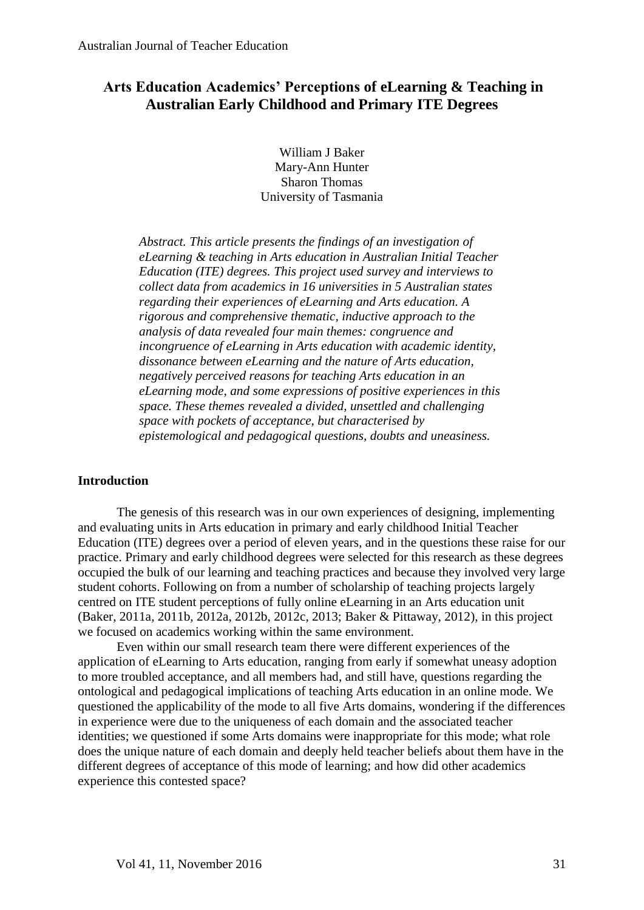# Arts Education Academics' Perceptions of eLearning & Teaching in Australian Early Childhood and Primary ITE Degrees

William J Baker
Mary-Ann Hunter
Sharon Thomas
University of Tasmania

*Abstract. This article presents the findings of an investigation of eLearning & teaching in Arts education in Australian Initial Teacher Education (ITE) degrees. This project used survey and interviews to collect data from academics in 16 universities in 5 Australian states regarding their experiences of eLearning and Arts education. A rigorous and comprehensive thematic, inductive approach to the analysis of data revealed four main themes: congruence and incongruence of eLearning in Arts education with academic identity, dissonance between eLearning and the nature of Arts education, negatively perceived reasons for teaching Arts education in an eLearning mode, and some expressions of positive experiences in this space. These themes revealed a divided, unsettled and challenging space with pockets of acceptance, but characterised by epistemological and pedagogical questions, doubts and uneasiness.*

## Introduction

The genesis of this research was in our own experiences of designing, implementing and evaluating units in Arts education in primary and early childhood Initial Teacher Education (ITE) degrees over a period of eleven years, and in the questions these raise for our practice. Primary and early childhood degrees were selected for this research as these degrees occupied the bulk of our learning and teaching practices and because they involved very large student cohorts. Following on from a number of scholarship of teaching projects largely centred on ITE student perceptions of fully online eLearning in an Arts education unit (Baker, 2011a, 2011b, 2012a, 2012b, 2012c, 2013; Baker & Pittaway, 2012), in this project we focused on academics working within the same environment.

Even within our small research team there were different experiences of the application of eLearning to Arts education, ranging from early if somewhat uneasy adoption to more troubled acceptance, and all members had, and still have, questions regarding the ontological and pedagogical implications of teaching Arts education in an online mode. We questioned the applicability of the mode to all five Arts domains, wondering if the differences in experience were due to the uniqueness of each domain and the associated teacher identities; we questioned if some Arts domains were inappropriate for this mode; what role does the unique nature of each domain and deeply held teacher beliefs about them have in the different degrees of acceptance of this mode of learning; and how did other academics experience this contested space?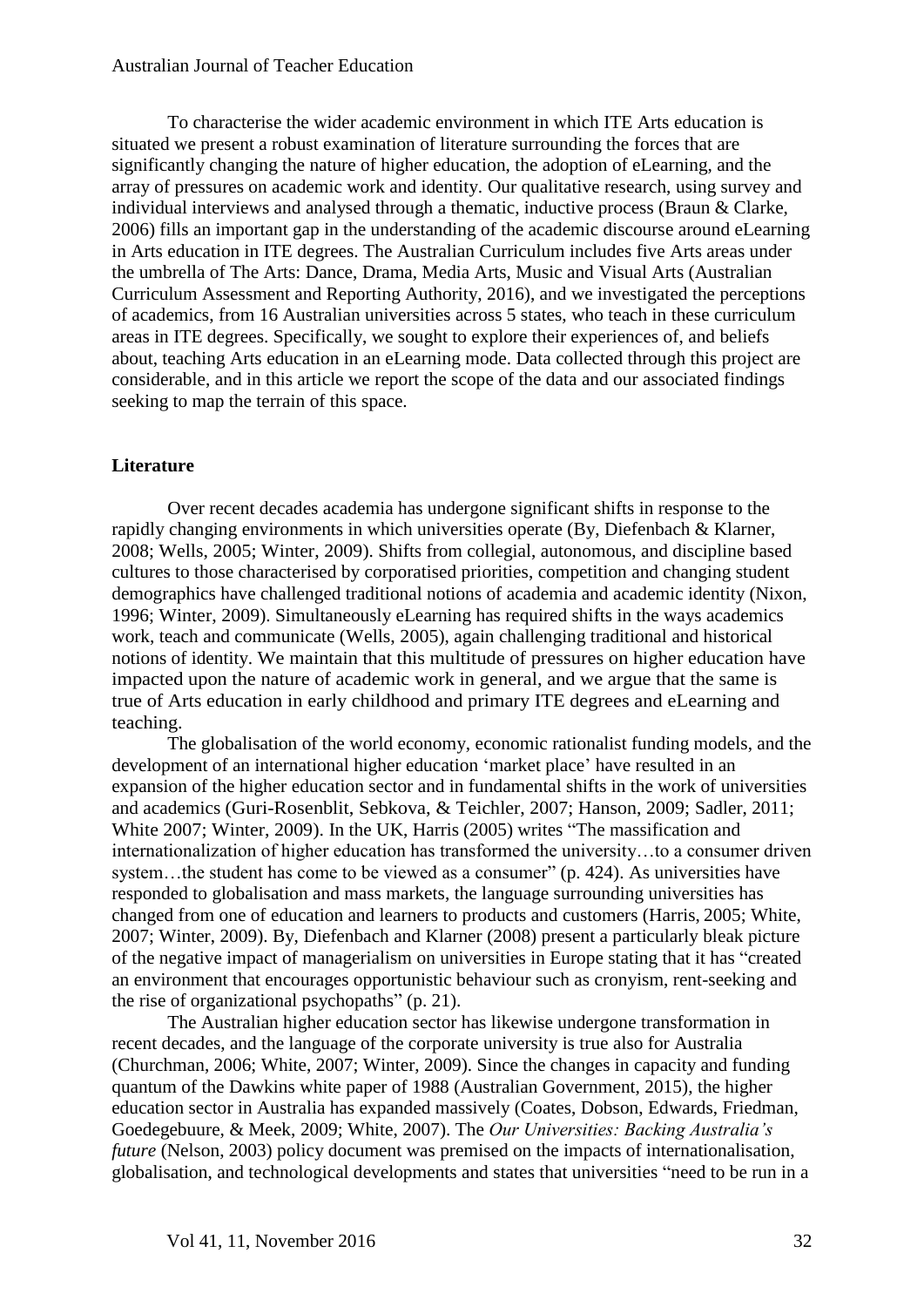To characterise the wider academic environment in which ITE Arts education is situated we present a robust examination of literature surrounding the forces that are significantly changing the nature of higher education, the adoption of eLearning, and the array of pressures on academic work and identity. Our qualitative research, using survey and individual interviews and analysed through a thematic, inductive process (Braun & Clarke, 2006) fills an important gap in the understanding of the academic discourse around eLearning in Arts education in ITE degrees. The Australian Curriculum includes five Arts areas under the umbrella of The Arts: Dance, Drama, Media Arts, Music and Visual Arts (Australian Curriculum Assessment and Reporting Authority, 2016), and we investigated the perceptions of academics, from 16 Australian universities across 5 states, who teach in these curriculum areas in ITE degrees. Specifically, we sought to explore their experiences of, and beliefs about, teaching Arts education in an eLearning mode. Data collected through this project are considerable, and in this article we report the scope of the data and our associated findings seeking to map the terrain of this space.

## Literature

Over recent decades academia has undergone significant shifts in response to the rapidly changing environments in which universities operate (By, Diefenbach & Klarner, 2008; Wells, 2005; Winter, 2009). Shifts from collegial, autonomous, and discipline based cultures to those characterised by corporatised priorities, competition and changing student demographics have challenged traditional notions of academia and academic identity (Nixon, 1996; Winter, 2009). Simultaneously eLearning has required shifts in the ways academics work, teach and communicate (Wells, 2005), again challenging traditional and historical notions of identity. We maintain that this multitude of pressures on higher education have impacted upon the nature of academic work in general, and we argue that the same is true of Arts education in early childhood and primary ITE degrees and eLearning and teaching.

The globalisation of the world economy, economic rationalist funding models, and the development of an international higher education 'market place' have resulted in an expansion of the higher education sector and in fundamental shifts in the work of universities and academics (Guri-Rosenblit, Sebkova, & Teichler, 2007; Hanson, 2009; Sadler, 2011; White 2007; Winter, 2009). In the UK, Harris (2005) writes "The massification and internationalization of higher education has transformed the university…to a consumer driven system…the student has come to be viewed as a consumer" (p. 424). As universities have responded to globalisation and mass markets, the language surrounding universities has changed from one of education and learners to products and customers (Harris, 2005; White, 2007; Winter, 2009). By, Diefenbach and Klarner (2008) present a particularly bleak picture of the negative impact of managerialism on universities in Europe stating that it has "created an environment that encourages opportunistic behaviour such as cronyism, rent-seeking and the rise of organizational psychopaths" (p. 21).

The Australian higher education sector has likewise undergone transformation in recent decades, and the language of the corporate university is true also for Australia (Churchman, 2006; White, 2007; Winter, 2009). Since the changes in capacity and funding quantum of the Dawkins white paper of 1988 (Australian Government, 2015), the higher education sector in Australia has expanded massively (Coates, Dobson, Edwards, Friedman, Goedegebuure, & Meek, 2009; White, 2007). The *Our Universities: Backing Australia's future* (Nelson, 2003) policy document was premised on the impacts of internationalisation, globalisation, and technological developments and states that universities "need to be run in a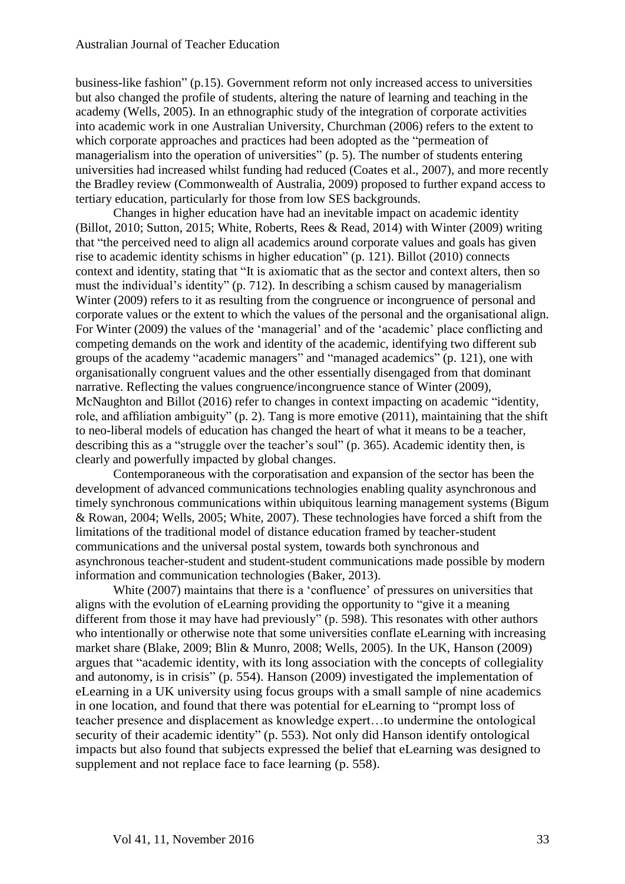business-like fashion" (p.15). Government reform not only increased access to universities but also changed the profile of students, altering the nature of learning and teaching in the academy (Wells, 2005). In an ethnographic study of the integration of corporate activities into academic work in one Australian University, Churchman (2006) refers to the extent to which corporate approaches and practices had been adopted as the "permeation of managerialism into the operation of universities" (p. 5). The number of students entering universities had increased whilst funding had reduced (Coates et al., 2007), and more recently the Bradley review (Commonwealth of Australia, 2009) proposed to further expand access to tertiary education, particularly for those from low SES backgrounds.

Changes in higher education have had an inevitable impact on academic identity (Billot, 2010; Sutton, 2015; White, Roberts, Rees & Read, 2014) with Winter (2009) writing that "the perceived need to align all academics around corporate values and goals has given rise to academic identity schisms in higher education" (p. 121). Billot (2010) connects context and identity, stating that "It is axiomatic that as the sector and context alters, then so must the individual's identity" (p. 712). In describing a schism caused by managerialism Winter (2009) refers to it as resulting from the congruence or incongruence of personal and corporate values or the extent to which the values of the personal and the organisational align. For Winter (2009) the values of the 'managerial' and of the 'academic' place conflicting and competing demands on the work and identity of the academic, identifying two different sub groups of the academy "academic managers" and "managed academics" (p. 121), one with organisationally congruent values and the other essentially disengaged from that dominant narrative. Reflecting the values congruence/incongruence stance of Winter (2009), McNaughton and Billot (2016) refer to changes in context impacting on academic "identity, role, and affiliation ambiguity" (p. 2). Tang is more emotive (2011), maintaining that the shift to neo-liberal models of education has changed the heart of what it means to be a teacher, describing this as a "struggle over the teacher's soul" (p. 365). Academic identity then, is clearly and powerfully impacted by global changes.

Contemporaneous with the corporatisation and expansion of the sector has been the development of advanced communications technologies enabling quality asynchronous and timely synchronous communications within ubiquitous learning management systems (Bigum & Rowan, 2004; Wells, 2005; White, 2007). These technologies have forced a shift from the limitations of the traditional model of distance education framed by teacher-student communications and the universal postal system, towards both synchronous and asynchronous teacher-student and student-student communications made possible by modern information and communication technologies (Baker, 2013).

White (2007) maintains that there is a 'confluence' of pressures on universities that aligns with the evolution of eLearning providing the opportunity to "give it a meaning different from those it may have had previously" (p. 598). This resonates with other authors who intentionally or otherwise note that some universities conflate eLearning with increasing market share (Blake, 2009; Blin & Munro, 2008; Wells, 2005). In the UK, Hanson (2009) argues that "academic identity, with its long association with the concepts of collegiality and autonomy, is in crisis" (p. 554). Hanson (2009) investigated the implementation of eLearning in a UK university using focus groups with a small sample of nine academics in one location, and found that there was potential for eLearning to "prompt loss of teacher presence and displacement as knowledge expert…to undermine the ontological security of their academic identity" (p. 553). Not only did Hanson identify ontological impacts but also found that subjects expressed the belief that eLearning was designed to supplement and not replace face to face learning (p. 558).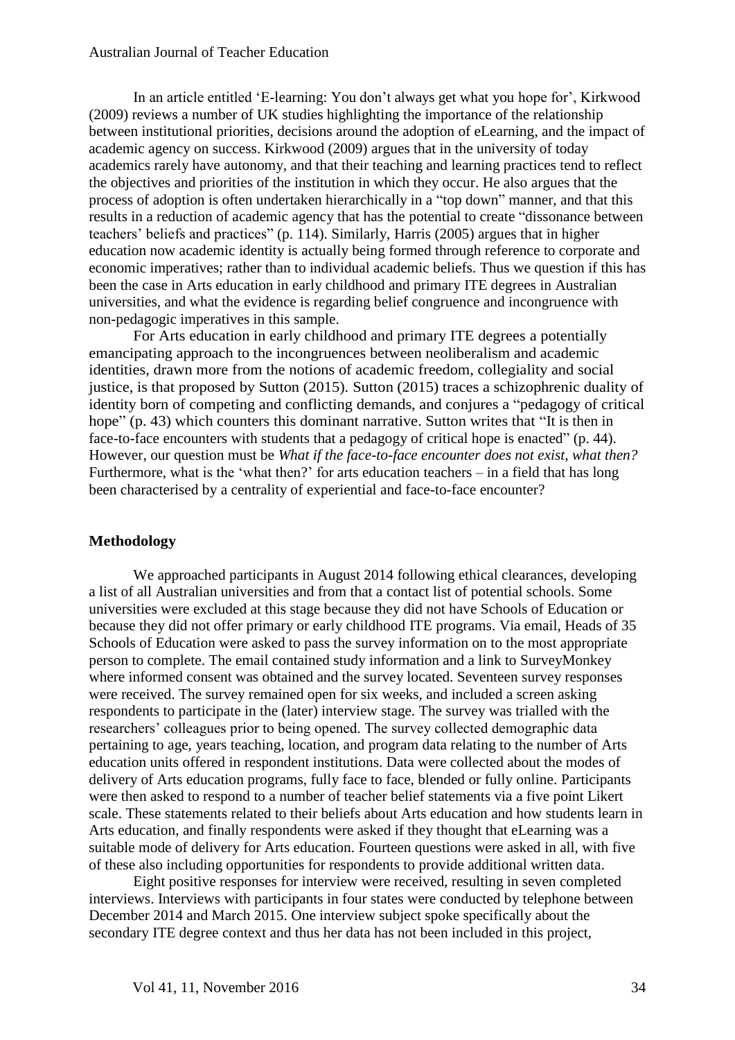In an article entitled 'E-learning: You don't always get what you hope for', Kirkwood (2009) reviews a number of UK studies highlighting the importance of the relationship between institutional priorities, decisions around the adoption of eLearning, and the impact of academic agency on success. Kirkwood (2009) argues that in the university of today academics rarely have autonomy, and that their teaching and learning practices tend to reflect the objectives and priorities of the institution in which they occur. He also argues that the process of adoption is often undertaken hierarchically in a "top down" manner, and that this results in a reduction of academic agency that has the potential to create "dissonance between teachers' beliefs and practices" (p. 114). Similarly, Harris (2005) argues that in higher education now academic identity is actually being formed through reference to corporate and economic imperatives; rather than to individual academic beliefs. Thus we question if this has been the case in Arts education in early childhood and primary ITE degrees in Australian universities, and what the evidence is regarding belief congruence and incongruence with non-pedagogic imperatives in this sample.

For Arts education in early childhood and primary ITE degrees a potentially emancipating approach to the incongruences between neoliberalism and academic identities, drawn more from the notions of academic freedom, collegiality and social justice, is that proposed by Sutton (2015). Sutton (2015) traces a schizophrenic duality of identity born of competing and conflicting demands, and conjures a "pedagogy of critical hope" (p. 43) which counters this dominant narrative. Sutton writes that "It is then in face-to-face encounters with students that a pedagogy of critical hope is enacted" (p. 44). However, our question must be *What if the face-to-face encounter does not exist, what then?* Furthermore, what is the 'what then?' for arts education teachers – in a field that has long been characterised by a centrality of experiential and face-to-face encounter?

## Methodology

We approached participants in August 2014 following ethical clearances, developing a list of all Australian universities and from that a contact list of potential schools. Some universities were excluded at this stage because they did not have Schools of Education or because they did not offer primary or early childhood ITE programs. Via email, Heads of 35 Schools of Education were asked to pass the survey information on to the most appropriate person to complete. The email contained study information and a link to SurveyMonkey where informed consent was obtained and the survey located. Seventeen survey responses were received. The survey remained open for six weeks, and included a screen asking respondents to participate in the (later) interview stage. The survey was trialled with the researchers' colleagues prior to being opened. The survey collected demographic data pertaining to age, years teaching, location, and program data relating to the number of Arts education units offered in respondent institutions. Data were collected about the modes of delivery of Arts education programs, fully face to face, blended or fully online. Participants were then asked to respond to a number of teacher belief statements via a five point Likert scale. These statements related to their beliefs about Arts education and how students learn in Arts education, and finally respondents were asked if they thought that eLearning was a suitable mode of delivery for Arts education. Fourteen questions were asked in all, with five of these also including opportunities for respondents to provide additional written data.

Eight positive responses for interview were received, resulting in seven completed interviews. Interviews with participants in four states were conducted by telephone between December 2014 and March 2015. One interview subject spoke specifically about the secondary ITE degree context and thus her data has not been included in this project,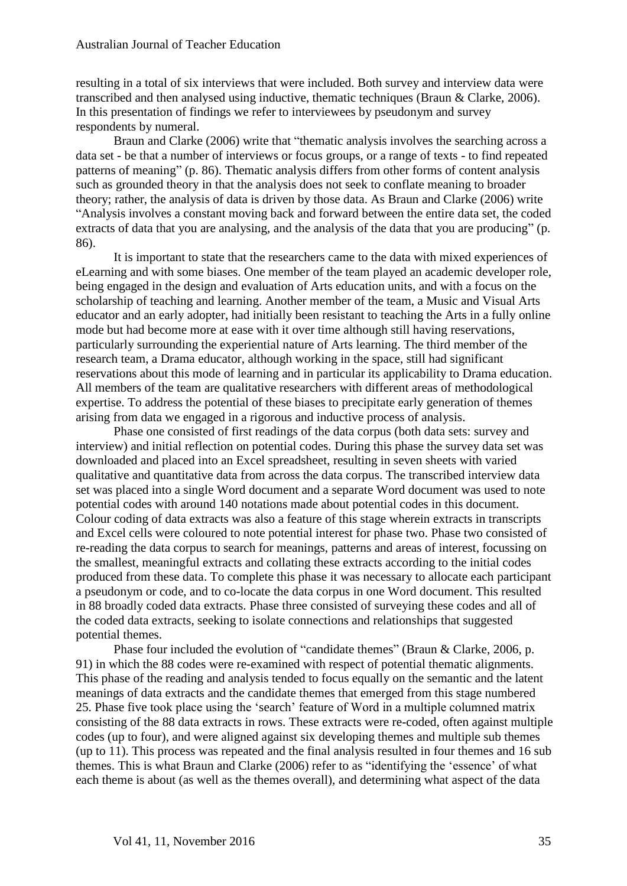resulting in a total of six interviews that were included. Both survey and interview data were transcribed and then analysed using inductive, thematic techniques (Braun & Clarke, 2006). In this presentation of findings we refer to interviewees by pseudonym and survey respondents by numeral.

Braun and Clarke (2006) write that "thematic analysis involves the searching across a data set - be that a number of interviews or focus groups, or a range of texts - to find repeated patterns of meaning" (p. 86). Thematic analysis differs from other forms of content analysis such as grounded theory in that the analysis does not seek to conflate meaning to broader theory; rather, the analysis of data is driven by those data. As Braun and Clarke (2006) write "Analysis involves a constant moving back and forward between the entire data set, the coded extracts of data that you are analysing, and the analysis of the data that you are producing" (p. 86).

It is important to state that the researchers came to the data with mixed experiences of eLearning and with some biases. One member of the team played an academic developer role, being engaged in the design and evaluation of Arts education units, and with a focus on the scholarship of teaching and learning. Another member of the team, a Music and Visual Arts educator and an early adopter, had initially been resistant to teaching the Arts in a fully online mode but had become more at ease with it over time although still having reservations, particularly surrounding the experiential nature of Arts learning. The third member of the research team, a Drama educator, although working in the space, still had significant reservations about this mode of learning and in particular its applicability to Drama education. All members of the team are qualitative researchers with different areas of methodological expertise. To address the potential of these biases to precipitate early generation of themes arising from data we engaged in a rigorous and inductive process of analysis.

Phase one consisted of first readings of the data corpus (both data sets: survey and interview) and initial reflection on potential codes. During this phase the survey data set was downloaded and placed into an Excel spreadsheet, resulting in seven sheets with varied qualitative and quantitative data from across the data corpus. The transcribed interview data set was placed into a single Word document and a separate Word document was used to note potential codes with around 140 notations made about potential codes in this document. Colour coding of data extracts was also a feature of this stage wherein extracts in transcripts and Excel cells were coloured to note potential interest for phase two. Phase two consisted of re-reading the data corpus to search for meanings, patterns and areas of interest, focussing on the smallest, meaningful extracts and collating these extracts according to the initial codes produced from these data. To complete this phase it was necessary to allocate each participant a pseudonym or code, and to co-locate the data corpus in one Word document. This resulted in 88 broadly coded data extracts. Phase three consisted of surveying these codes and all of the coded data extracts, seeking to isolate connections and relationships that suggested potential themes.

Phase four included the evolution of "candidate themes" (Braun & Clarke, 2006, p. 91) in which the 88 codes were re-examined with respect of potential thematic alignments. This phase of the reading and analysis tended to focus equally on the semantic and the latent meanings of data extracts and the candidate themes that emerged from this stage numbered 25. Phase five took place using the 'search' feature of Word in a multiple columned matrix consisting of the 88 data extracts in rows. These extracts were re-coded, often against multiple codes (up to four), and were aligned against six developing themes and multiple sub themes (up to 11). This process was repeated and the final analysis resulted in four themes and 16 sub themes. This is what Braun and Clarke (2006) refer to as "identifying the 'essence' of what each theme is about (as well as the themes overall), and determining what aspect of the data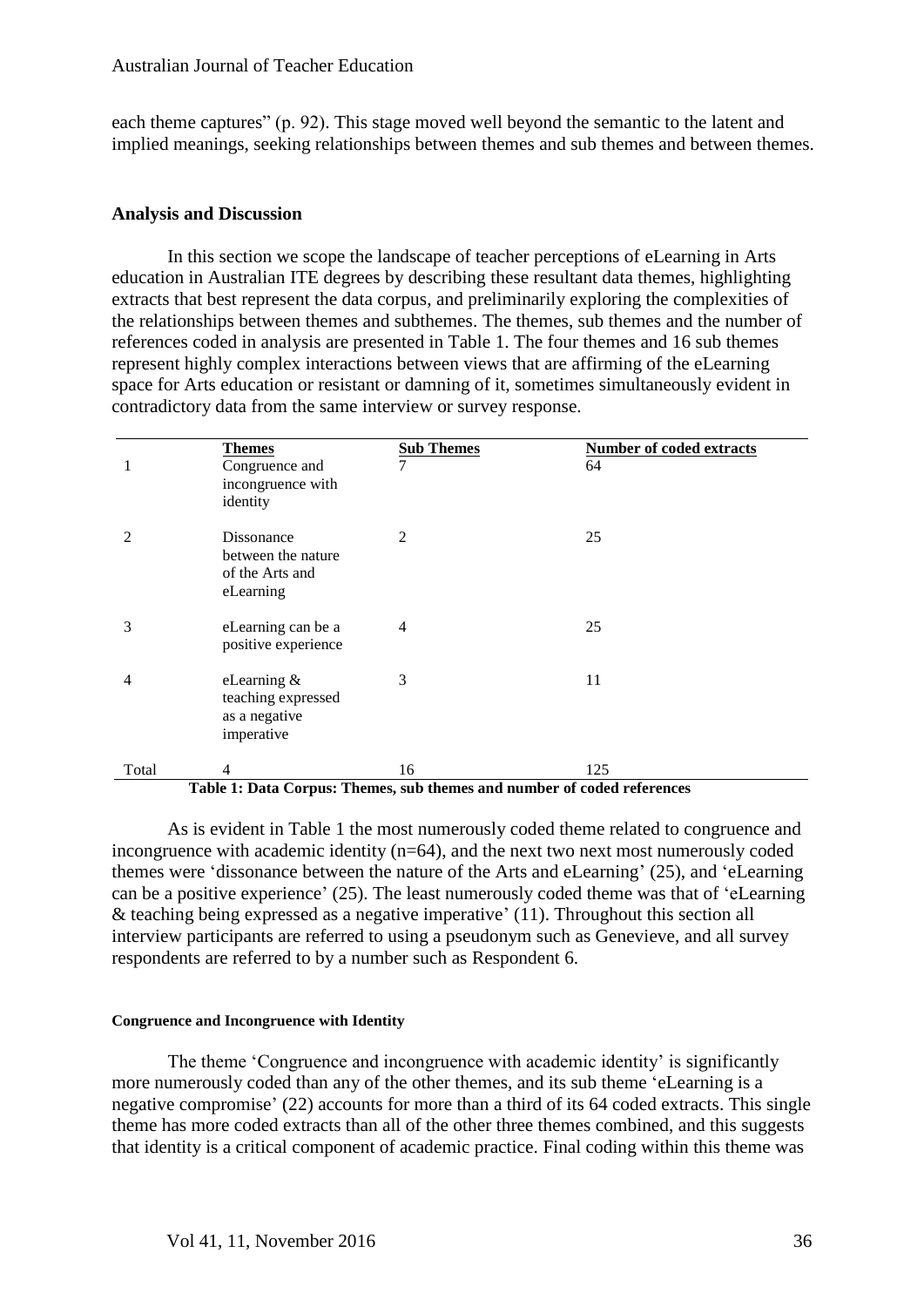each theme captures" (p. 92). This stage moved well beyond the semantic to the latent and implied meanings, seeking relationships between themes and sub themes and between themes.

## Analysis and Discussion

In this section we scope the landscape of teacher perceptions of eLearning in Arts education in Australian ITE degrees by describing these resultant data themes, highlighting extracts that best represent the data corpus, and preliminarily exploring the complexities of the relationships between themes and subthemes. The themes, sub themes and the number of references coded in analysis are presented in Table 1. The four themes and 16 sub themes represent highly complex interactions between views that are affirming of the eLearning space for Arts education or resistant or damning of it, sometimes simultaneously evident in contradictory data from the same interview or survey response.

| | Themes | Sub Themes | Number of coded extracts |
|---|---|---|---|
| 1 | Congruence and incongruence with identity | 7 | 64 |
| 2 | Dissonance between the nature of the Arts and eLearning | 2 | 25 |
| 3 | eLearning can be a positive experience | 4 | 25 |
| 4 | eLearning & teaching expressed as a negative imperative | 3 | 11 |
| Total | 4 | 16 | 125 |

**Table 1: Data Corpus: Themes, sub themes and number of coded references**

As is evident in Table 1 the most numerously coded theme related to congruence and incongruence with academic identity (n=64), and the next two next most numerously coded themes were 'dissonance between the nature of the Arts and eLearning' (25), and 'eLearning can be a positive experience' (25). The least numerously coded theme was that of 'eLearning & teaching being expressed as a negative imperative' (11). Throughout this section all interview participants are referred to using a pseudonym such as Genevieve, and all survey respondents are referred to by a number such as Respondent 6.

### Congruence and Incongruence with Identity

The theme 'Congruence and incongruence with academic identity' is significantly more numerously coded than any of the other themes, and its sub theme 'eLearning is a negative compromise' (22) accounts for more than a third of its 64 coded extracts. This single theme has more coded extracts than all of the other three themes combined, and this suggests that identity is a critical component of academic practice. Final coding within this theme was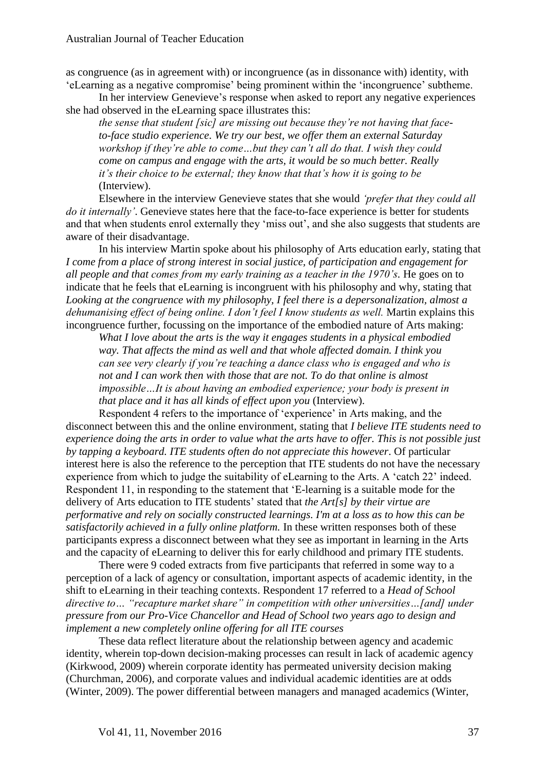as congruence (as in agreement with) or incongruence (as in dissonance with) identity, with 'eLearning as a negative compromise' being prominent within the 'incongruence' subtheme.

In her interview Genevieve's response when asked to report any negative experiences she had observed in the eLearning space illustrates this:

> *the sense that student [sic] are missing out because they're not having that face-to-face studio experience. We try our best, we offer them an external Saturday workshop if they're able to come…but they can't all do that. I wish they could come on campus and engage with the arts, it would be so much better. Really it's their choice to be external; they know that that's how it is going to be* (Interview).

Elsewhere in the interview Genevieve states that she would *'prefer that they could all do it internally'*. Genevieve states here that the face-to-face experience is better for students and that when students enrol externally they 'miss out', and she also suggests that students are aware of their disadvantage.

In his interview Martin spoke about his philosophy of Arts education early, stating that *I come from a place of strong interest in social justice, of participation and engagement for all people and that comes from my early training as a teacher in the 1970's*. He goes on to indicate that he feels that eLearning is incongruent with his philosophy and why, stating that *Looking at the congruence with my philosophy, I feel there is a depersonalization, almost a dehumanising effect of being online. I don't feel I know students as well.* Martin explains this incongruence further, focussing on the importance of the embodied nature of Arts making:

> *What I love about the arts is the way it engages students in a physical embodied way. That affects the mind as well and that whole affected domain. I think you can see very clearly if you're teaching a dance class who is engaged and who is not and I can work then with those that are not. To do that online is almost impossible…It is about having an embodied experience; your body is present in that place and it has all kinds of effect upon you* (Interview).

Respondent 4 refers to the importance of 'experience' in Arts making, and the disconnect between this and the online environment, stating that *I believe ITE students need to experience doing the arts in order to value what the arts have to offer. This is not possible just by tapping a keyboard. ITE students often do not appreciate this however*. Of particular interest here is also the reference to the perception that ITE students do not have the necessary experience from which to judge the suitability of eLearning to the Arts. A 'catch 22' indeed. Respondent 11, in responding to the statement that 'E-learning is a suitable mode for the delivery of Arts education to ITE students' stated that *the Art[s] by their virtue are performative and rely on socially constructed learnings. I'm at a loss as to how this can be satisfactorily achieved in a fully online platform.* In these written responses both of these participants express a disconnect between what they see as important in learning in the Arts and the capacity of eLearning to deliver this for early childhood and primary ITE students.

There were 9 coded extracts from five participants that referred in some way to a perception of a lack of agency or consultation, important aspects of academic identity, in the shift to eLearning in their teaching contexts. Respondent 17 referred to a *Head of School directive to… "recapture market share" in competition with other universities…[and] under pressure from our Pro-Vice Chancellor and Head of School two years ago to design and implement a new completely online offering for all ITE courses*

These data reflect literature about the relationship between agency and academic identity, wherein top-down decision-making processes can result in lack of academic agency (Kirkwood, 2009) wherein corporate identity has permeated university decision making (Churchman, 2006), and corporate values and individual academic identities are at odds (Winter, 2009). The power differential between managers and managed academics (Winter,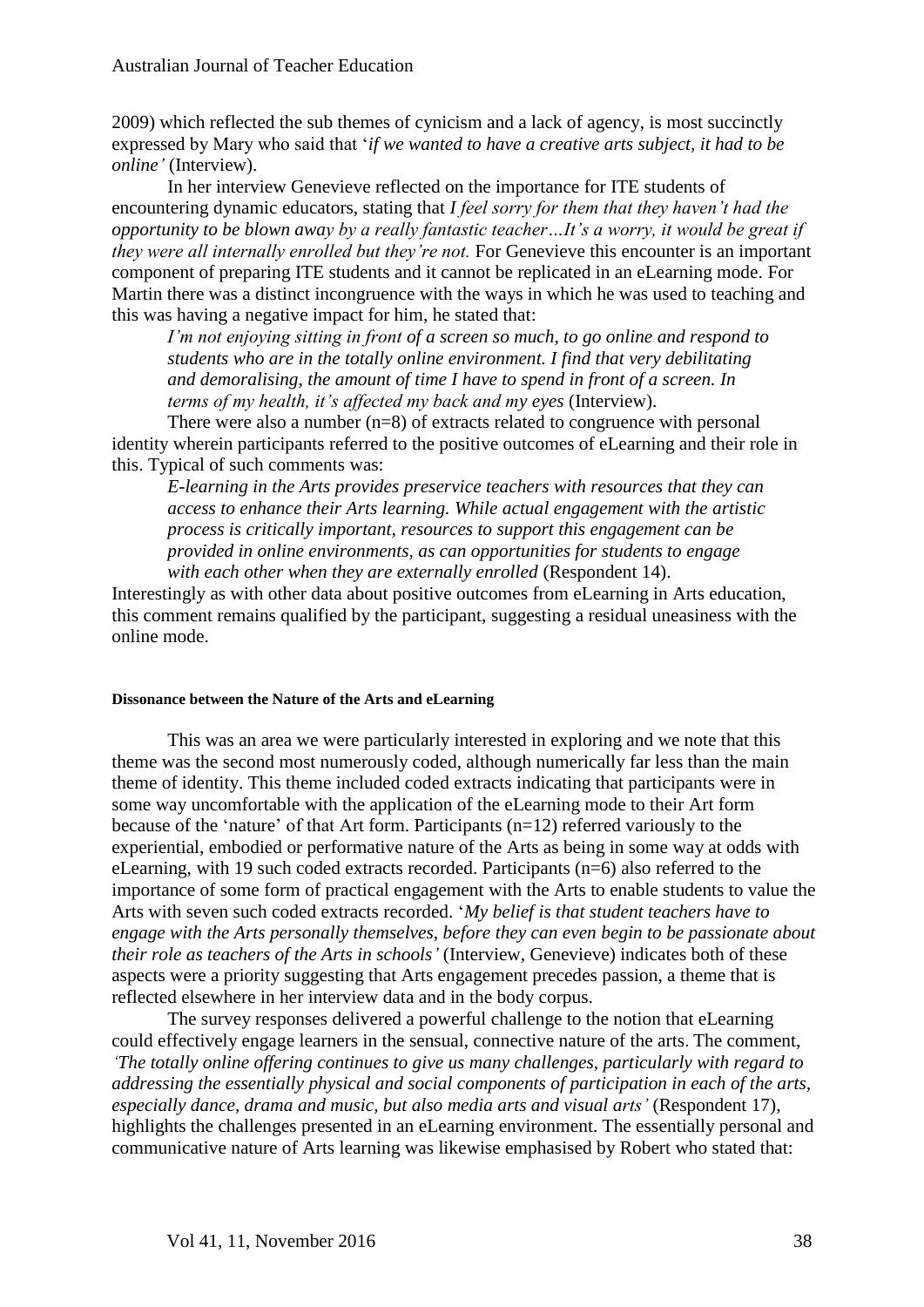2009) which reflected the sub themes of cynicism and a lack of agency, is most succinctly expressed by Mary who said that '*if we wanted to have a creative arts subject, it had to be online'* (Interview).

In her interview Genevieve reflected on the importance for ITE students of encountering dynamic educators, stating that *I feel sorry for them that they haven't had the opportunity to be blown away by a really fantastic teacher…It's a worry, it would be great if they were all internally enrolled but they're not.* For Genevieve this encounter is an important component of preparing ITE students and it cannot be replicated in an eLearning mode. For Martin there was a distinct incongruence with the ways in which he was used to teaching and this was having a negative impact for him, he stated that:

> *I'm not enjoying sitting in front of a screen so much, to go online and respond to students who are in the totally online environment. I find that very debilitating and demoralising, the amount of time I have to spend in front of a screen. In terms of my health, it's affected my back and my eyes* (Interview).

There were also a number (n=8) of extracts related to congruence with personal identity wherein participants referred to the positive outcomes of eLearning and their role in this. Typical of such comments was:

> *E-learning in the Arts provides preservice teachers with resources that they can access to enhance their Arts learning. While actual engagement with the artistic process is critically important, resources to support this engagement can be provided in online environments, as can opportunities for students to engage with each other when they are externally enrolled* (Respondent 14).

Interestingly as with other data about positive outcomes from eLearning in Arts education, this comment remains qualified by the participant, suggesting a residual uneasiness with the online mode.

#### Dissonance between the Nature of the Arts and eLearning

This was an area we were particularly interested in exploring and we note that this theme was the second most numerously coded, although numerically far less than the main theme of identity. This theme included coded extracts indicating that participants were in some way uncomfortable with the application of the eLearning mode to their Art form because of the 'nature' of that Art form. Participants (n=12) referred variously to the experiential, embodied or performative nature of the Arts as being in some way at odds with eLearning, with 19 such coded extracts recorded. Participants (n=6) also referred to the importance of some form of practical engagement with the Arts to enable students to value the Arts with seven such coded extracts recorded. '*My belief is that student teachers have to engage with the Arts personally themselves, before they can even begin to be passionate about their role as teachers of the Arts in schools'* (Interview, Genevieve) indicates both of these aspects were a priority suggesting that Arts engagement precedes passion, a theme that is reflected elsewhere in her interview data and in the body corpus.

The survey responses delivered a powerful challenge to the notion that eLearning could effectively engage learners in the sensual, connective nature of the arts. The comment, *'The totally online offering continues to give us many challenges, particularly with regard to addressing the essentially physical and social components of participation in each of the arts, especially dance, drama and music, but also media arts and visual arts'* (Respondent 17), highlights the challenges presented in an eLearning environment. The essentially personal and communicative nature of Arts learning was likewise emphasised by Robert who stated that: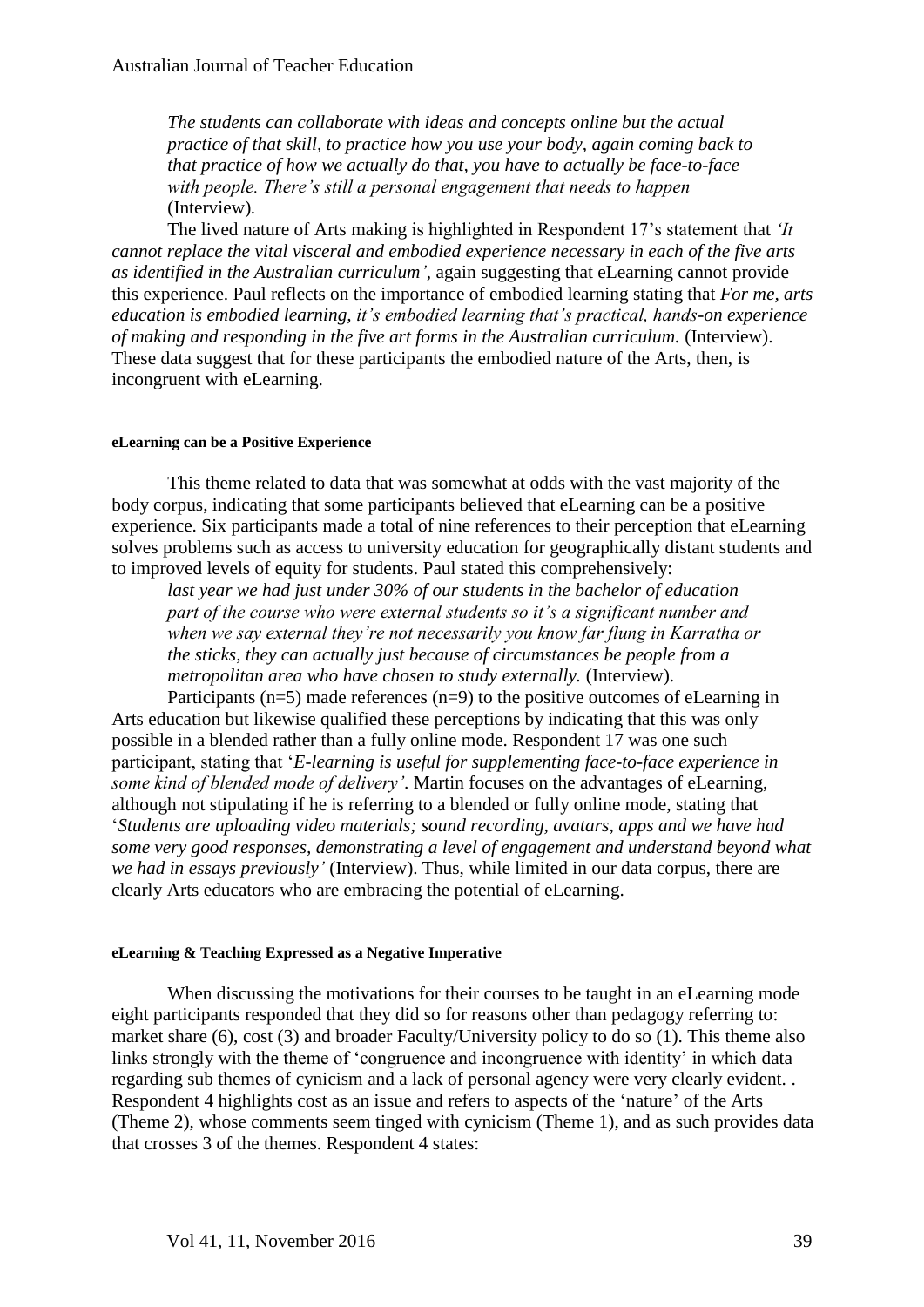> *The students can collaborate with ideas and concepts online but the actual practice of that skill, to practice how you use your body, again coming back to that practice of how we actually do that, you have to actually be face-to-face with people. There's still a personal engagement that needs to happen* (Interview).

The lived nature of Arts making is highlighted in Respondent 17's statement that *'It cannot replace the vital visceral and embodied experience necessary in each of the five arts as identified in the Australian curriculum'*, again suggesting that eLearning cannot provide this experience. Paul reflects on the importance of embodied learning stating that *For me, arts education is embodied learning, it's embodied learning that's practical, hands-on experience of making and responding in the five art forms in the Australian curriculum.* (Interview). These data suggest that for these participants the embodied nature of the Arts, then, is incongruent with eLearning.

#### eLearning can be a Positive Experience

This theme related to data that was somewhat at odds with the vast majority of the body corpus, indicating that some participants believed that eLearning can be a positive experience. Six participants made a total of nine references to their perception that eLearning solves problems such as access to university education for geographically distant students and to improved levels of equity for students. Paul stated this comprehensively:

> *last year we had just under 30% of our students in the bachelor of education part of the course who were external students so it's a significant number and when we say external they're not necessarily you know far flung in Karratha or the sticks, they can actually just because of circumstances be people from a metropolitan area who have chosen to study externally.* (Interview).

Participants (n=5) made references (n=9) to the positive outcomes of eLearning in Arts education but likewise qualified these perceptions by indicating that this was only possible in a blended rather than a fully online mode. Respondent 17 was one such participant, stating that '*E-learning is useful for supplementing face-to-face experience in some kind of blended mode of delivery'*. Martin focuses on the advantages of eLearning, although not stipulating if he is referring to a blended or fully online mode, stating that '*Students are uploading video materials; sound recording, avatars, apps and we have had some very good responses, demonstrating a level of engagement and understand beyond what we had in essays previously'* (Interview). Thus, while limited in our data corpus, there are clearly Arts educators who are embracing the potential of eLearning.

#### eLearning & Teaching Expressed as a Negative Imperative

When discussing the motivations for their courses to be taught in an eLearning mode eight participants responded that they did so for reasons other than pedagogy referring to: market share (6), cost (3) and broader Faculty/University policy to do so (1). This theme also links strongly with the theme of 'congruence and incongruence with identity' in which data regarding sub themes of cynicism and a lack of personal agency were very clearly evident. . Respondent 4 highlights cost as an issue and refers to aspects of the 'nature' of the Arts (Theme 2), whose comments seem tinged with cynicism (Theme 1), and as such provides data that crosses 3 of the themes. Respondent 4 states: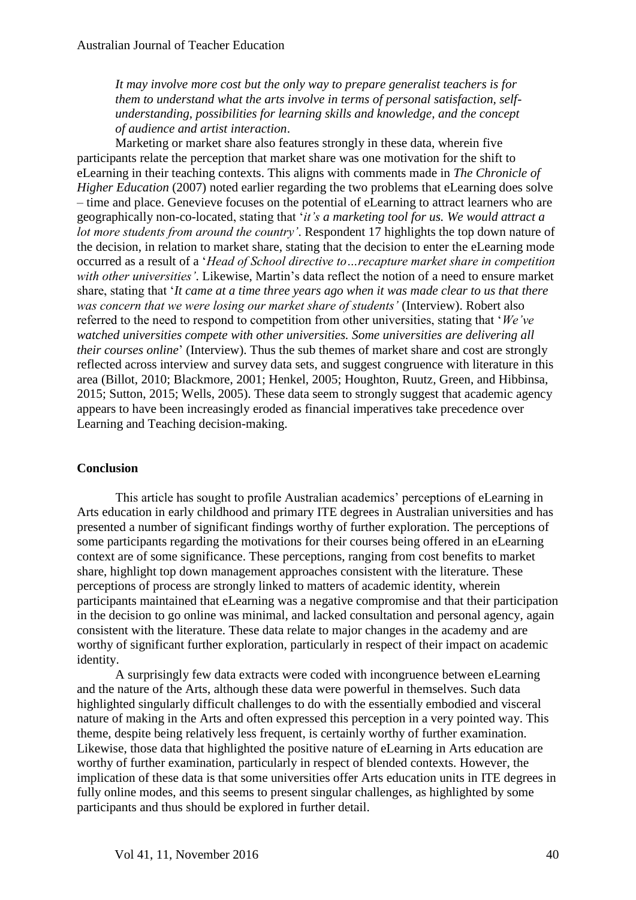*It may involve more cost but the only way to prepare generalist teachers is for them to understand what the arts involve in terms of personal satisfaction, self-understanding, possibilities for learning skills and knowledge, and the concept of audience and artist interaction*.

Marketing or market share also features strongly in these data, wherein five participants relate the perception that market share was one motivation for the shift to eLearning in their teaching contexts. This aligns with comments made in *The Chronicle of Higher Education* (2007) noted earlier regarding the two problems that eLearning does solve – time and place. Genevieve focuses on the potential of eLearning to attract learners who are geographically non-co-located, stating that '*it's a marketing tool for us. We would attract a lot more students from around the country'*. Respondent 17 highlights the top down nature of the decision, in relation to market share, stating that the decision to enter the eLearning mode occurred as a result of a '*Head of School directive to…recapture market share in competition with other universities'*. Likewise, Martin's data reflect the notion of a need to ensure market share, stating that '*It came at a time three years ago when it was made clear to us that there was concern that we were losing our market share of students'* (Interview). Robert also referred to the need to respond to competition from other universities, stating that '*We've watched universities compete with other universities. Some universities are delivering all their courses online*' (Interview). Thus the sub themes of market share and cost are strongly reflected across interview and survey data sets, and suggest congruence with literature in this area (Billot, 2010; Blackmore, 2001; Henkel, 2005; Houghton, Ruutz, Green, and Hibbinsa, 2015; Sutton, 2015; Wells, 2005). These data seem to strongly suggest that academic agency appears to have been increasingly eroded as financial imperatives take precedence over Learning and Teaching decision-making.

## Conclusion

This article has sought to profile Australian academics' perceptions of eLearning in Arts education in early childhood and primary ITE degrees in Australian universities and has presented a number of significant findings worthy of further exploration. The perceptions of some participants regarding the motivations for their courses being offered in an eLearning context are of some significance. These perceptions, ranging from cost benefits to market share, highlight top down management approaches consistent with the literature. These perceptions of process are strongly linked to matters of academic identity, wherein participants maintained that eLearning was a negative compromise and that their participation in the decision to go online was minimal, and lacked consultation and personal agency, again consistent with the literature. These data relate to major changes in the academy and are worthy of significant further exploration, particularly in respect of their impact on academic identity.

A surprisingly few data extracts were coded with incongruence between eLearning and the nature of the Arts, although these data were powerful in themselves. Such data highlighted singularly difficult challenges to do with the essentially embodied and visceral nature of making in the Arts and often expressed this perception in a very pointed way. This theme, despite being relatively less frequent, is certainly worthy of further examination. Likewise, those data that highlighted the positive nature of eLearning in Arts education are worthy of further examination, particularly in respect of blended contexts. However, the implication of these data is that some universities offer Arts education units in ITE degrees in fully online modes, and this seems to present singular challenges, as highlighted by some participants and thus should be explored in further detail.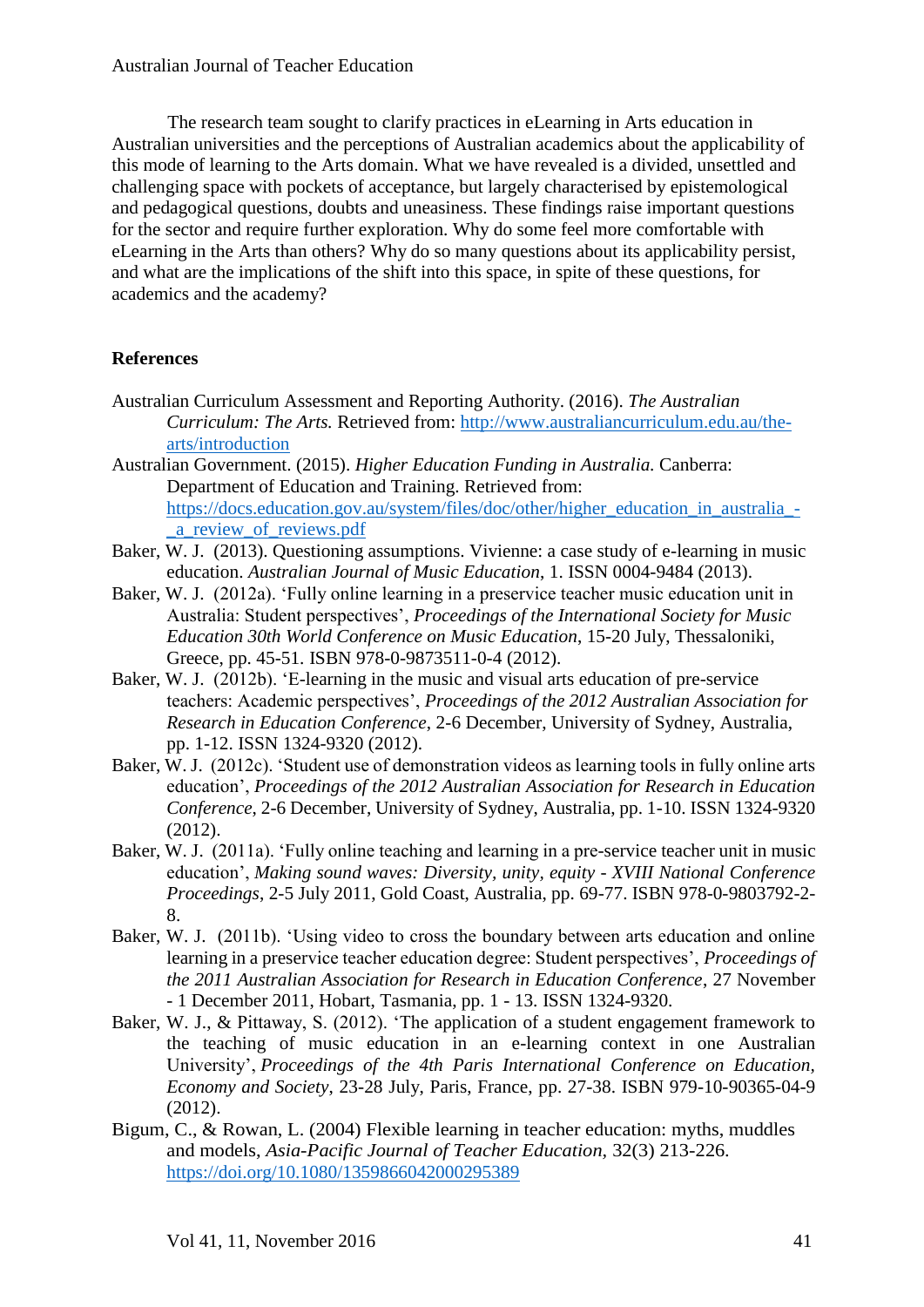The research team sought to clarify practices in eLearning in Arts education in Australian universities and the perceptions of Australian academics about the applicability of this mode of learning to the Arts domain. What we have revealed is a divided, unsettled and challenging space with pockets of acceptance, but largely characterised by epistemological and pedagogical questions, doubts and uneasiness. These findings raise important questions for the sector and require further exploration. Why do some feel more comfortable with eLearning in the Arts than others? Why do so many questions about its applicability persist, and what are the implications of the shift into this space, in spite of these questions, for academics and the academy?

## References

Australian Curriculum Assessment and Reporting Authority. (2016). *The Australian Curriculum: The Arts.* Retrieved from: http://www.australiancurriculum.edu.au/the-arts/introduction

Australian Government. (2015). *Higher Education Funding in Australia.* Canberra: Department of Education and Training. Retrieved from: https://docs.education.gov.au/system/files/doc/other/higher_education_in_australia_-_a_review_of_reviews.pdf

Baker, W. J. (2013). Questioning assumptions. Vivienne: a case study of e-learning in music education. *Australian Journal of Music Education*, 1. ISSN 0004-9484 (2013).

Baker, W. J. (2012a). 'Fully online learning in a preservice teacher music education unit in Australia: Student perspectives', *Proceedings of the International Society for Music Education 30th World Conference on Music Education*, 15-20 July, Thessaloniki, Greece, pp. 45-51. ISBN 978-0-9873511-0-4 (2012).

Baker, W. J. (2012b). 'E-learning in the music and visual arts education of pre-service teachers: Academic perspectives', *Proceedings of the 2012 Australian Association for Research in Education Conference*, 2-6 December, University of Sydney, Australia, pp. 1-12. ISSN 1324-9320 (2012).

Baker, W. J. (2012c). 'Student use of demonstration videos as learning tools in fully online arts education', *Proceedings of the 2012 Australian Association for Research in Education Conference*, 2-6 December, University of Sydney, Australia, pp. 1-10. ISSN 1324-9320 (2012).

Baker, W. J. (2011a). 'Fully online teaching and learning in a pre-service teacher unit in music education', *Making sound waves: Diversity, unity, equity - XVIII National Conference Proceedings*, 2-5 July 2011, Gold Coast, Australia, pp. 69-77. ISBN 978-0-9803792-2-8.

Baker, W. J. (2011b). 'Using video to cross the boundary between arts education and online learning in a preservice teacher education degree: Student perspectives', *Proceedings of the 2011 Australian Association for Research in Education Conference*, 27 November - 1 December 2011, Hobart, Tasmania, pp. 1 - 13. ISSN 1324-9320.

Baker, W. J., & Pittaway, S. (2012). 'The application of a student engagement framework to the teaching of music education in an e-learning context in one Australian University', *Proceedings of the 4th Paris International Conference on Education, Economy and Society*, 23-28 July, Paris, France, pp. 27-38. ISBN 979-10-90365-04-9 (2012).

Bigum, C., & Rowan, L. (2004) Flexible learning in teacher education: myths, muddles and models, *Asia-Pacific Journal of Teacher Education,* 32(3) 213-226. https://doi.org/10.1080/1359866042000295389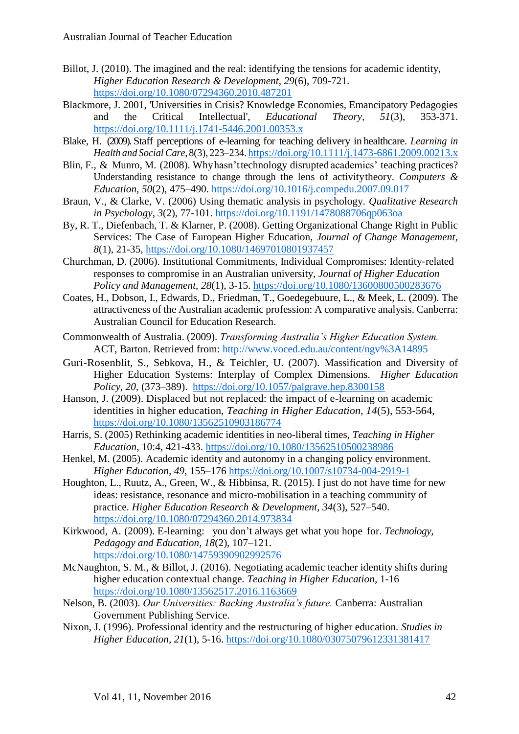Billot, J. (2010). The imagined and the real: identifying the tensions for academic identity, *Higher Education Research & Development, 29*(6), 709-721. https://doi.org/10.1080/07294360.2010.487201

Blackmore, J. 2001, 'Universities in Crisis? Knowledge Economies, Emancipatory Pedagogies and the Critical Intellectual', *Educational Theory, 51*(3), 353-371. https://doi.org/10.1111/j.1741-5446.2001.00353.x

Blake, H. (2009). Staff perceptions of e-learning for teaching delivery in healthcare. *Learning in Health and Social Care*, 8(3), 223–234. https://doi.org/10.1111/j.1473-6861.2009.00213.x

Blin, F., & Munro, M. (2008). Why hasn't technology disrupted academics' teaching practices? Understanding resistance to change through the lens of activity theory. *Computers & Education, 50*(2), 475–490. https://doi.org/10.1016/j.compedu.2007.09.017

Braun, V., & Clarke, V. (2006) Using thematic analysis in psychology. *Qualitative Research in Psychology, 3*(2), 77-101. https://doi.org/10.1191/1478088706qp063oa

By, R. T., Diefenbach, T. & Klarner, P. (2008). Getting Organizational Change Right in Public Services: The Case of European Higher Education, *Journal of Change Management, 8*(1), 21-35, https://doi.org/10.1080/14697010801937457

Churchman, D. (2006). Institutional Commitments, Individual Compromises: Identity-related responses to compromise in an Australian university, *Journal of Higher Education Policy and Management, 28*(1), 3-15. https://doi.org/10.1080/13600800500283676

Coates, H., Dobson, I., Edwards, D., Friedman, T., Goedegebuure, L., & Meek, L. (2009). The attractiveness of the Australian academic profession: A comparative analysis. Canberra: Australian Council for Education Research.

Commonwealth of Australia. (2009). *Transforming Australia's Higher Education System.* ACT, Barton. Retrieved from: http://www.voced.edu.au/content/ngv%3A14895

Guri-Rosenblit, S., Sebkova, H., & Teichler, U. (2007). Massification and Diversity of Higher Education Systems: Interplay of Complex Dimensions. *Higher Education Policy, 20,* (373–389). https://doi.org/10.1057/palgrave.hep.8300158

Hanson, J. (2009). Displaced but not replaced: the impact of e-learning on academic identities in higher education, *Teaching in Higher Education, 14*(5), 553-564, https://doi.org/10.1080/13562510903186774

Harris, S. (2005) Rethinking academic identities in neo-liberal times, *Teaching in Higher Education*, 10:4, 421-433. https://doi.org/10.1080/13562510500238986

Henkel, M. (2005). Academic identity and autonomy in a changing policy environment. *Higher Education, 49*, 155–176 https://doi.org/10.1007/s10734-004-2919-1

Houghton, L., Ruutz, A., Green, W., & Hibbinsa, R. (2015). I just do not have time for new ideas: resistance, resonance and micro-mobilisation in a teaching community of practice. *Higher Education Research & Development, 34*(3), 527–540. https://doi.org/10.1080/07294360.2014.973834

Kirkwood, A. (2009). E-learning: you don't always get what you hope for. *Technology, Pedagogy and Education, 18*(2), 107–121. https://doi.org/10.1080/14759390902992576

McNaughton, S. M., & Billot, J. (2016). Negotiating academic teacher identity shifts during higher education contextual change. *Teaching in Higher Education*, 1-16 https://doi.org/10.1080/13562517.2016.1163669

Nelson, B. (2003). *Our Universities: Backing Australia's future.* Canberra: Australian Government Publishing Service.

Nixon, J. (1996). Professional identity and the restructuring of higher education. *Studies in Higher Education, 21*(1), 5-16. https://doi.org/10.1080/03075079612331381417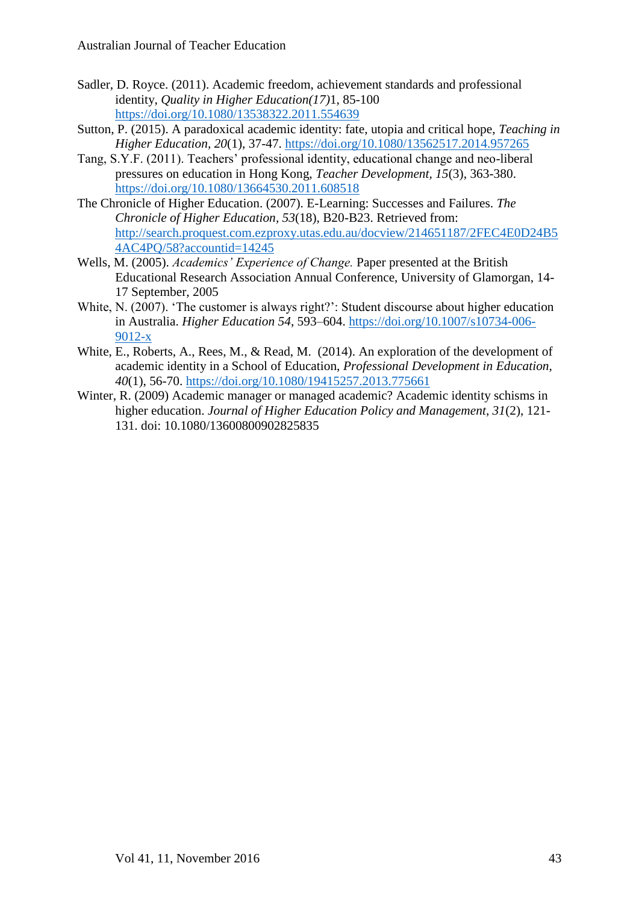Sadler, D. Royce. (2011). Academic freedom, achievement standards and professional identity, *Quality in Higher Education(17)*1, 85-100 https://doi.org/10.1080/13538322.2011.554639

Sutton, P. (2015). A paradoxical academic identity: fate, utopia and critical hope, *Teaching in Higher Education*, *20*(1), 37-47. https://doi.org/10.1080/13562517.2014.957265

Tang, S.Y.F. (2011). Teachers' professional identity, educational change and neo-liberal pressures on education in Hong Kong, *Teacher Development, 15*(3), 363-380. https://doi.org/10.1080/13664530.2011.608518

The Chronicle of Higher Education. (2007). E-Learning: Successes and Failures. *The Chronicle of Higher Education*, *53*(18), B20-B23. Retrieved from: http://search.proquest.com.ezproxy.utas.edu.au/docview/214651187/2FEC4E0D24B54AC4PQ/58?accountid=14245

Wells, M. (2005). *Academics' Experience of Change.* Paper presented at the British Educational Research Association Annual Conference, University of Glamorgan, 14-17 September, 2005

White, N. (2007). 'The customer is always right?': Student discourse about higher education in Australia. *Higher Education 54*, 593–604. https://doi.org/10.1007/s10734-006-9012-x

White, E., Roberts, A., Rees, M., & Read, M. (2014). An exploration of the development of academic identity in a School of Education, *Professional Development in Education*, *40*(1), 56-70. https://doi.org/10.1080/19415257.2013.775661

Winter, R. (2009) Academic manager or managed academic? Academic identity schisms in higher education. *Journal of Higher Education Policy and Management*, *31*(2), 121-131. doi: 10.1080/13600800902825835